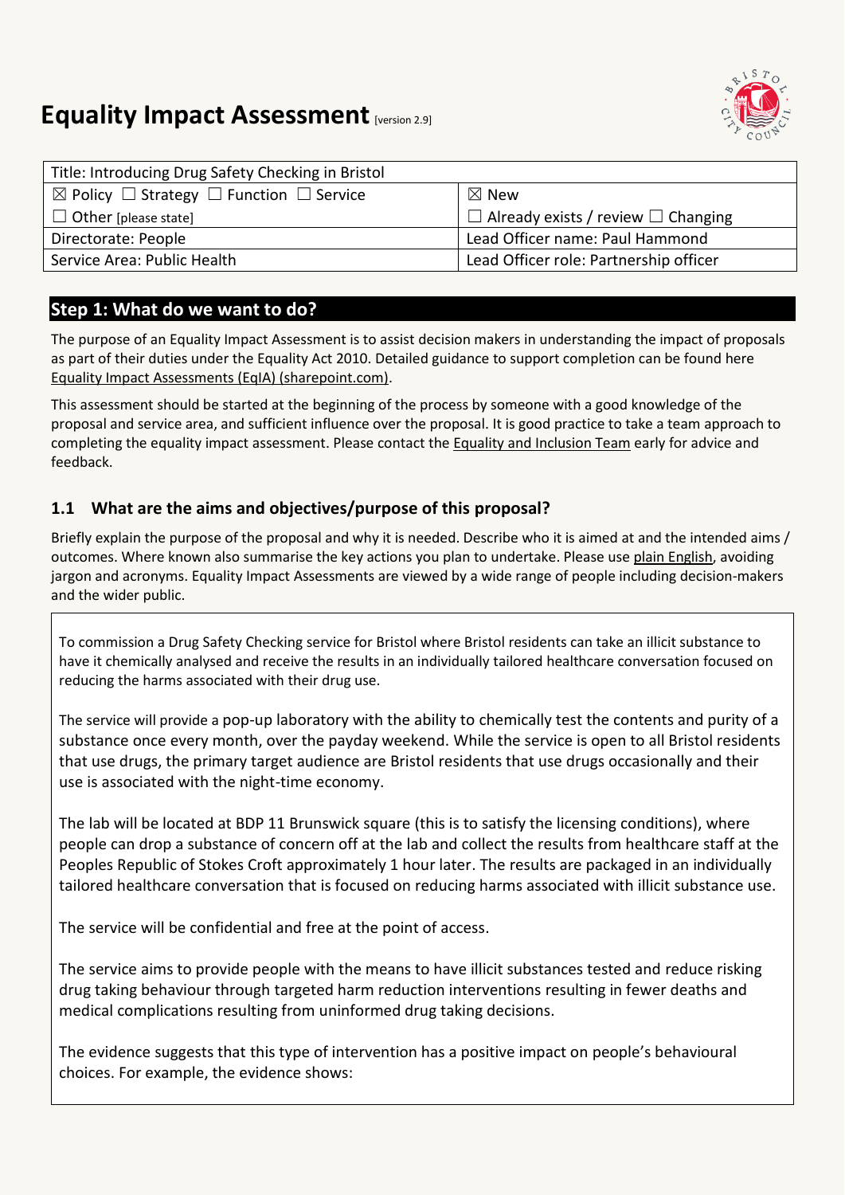# Equality Impact Assessment [version 2.9]

| Title: Introducing Drug Safety Checking in Bristol | |
|---|---|
| ☒ Policy ☐ Strategy ☐ Function ☐ Service | ☒ New |
| ☐ Other [please state] | ☐ Already exists / review ☐ Changing |
| Directorate: People | Lead Officer name: Paul Hammond |
| Service Area: Public Health | Lead Officer role: Partnership officer |

## Step 1: What do we want to do?

The purpose of an Equality Impact Assessment is to assist decision makers in understanding the impact of proposals as part of their duties under the Equality Act 2010. Detailed guidance to support completion can be found here Equality Impact Assessments (EqIA) (sharepoint.com).

This assessment should be started at the beginning of the process by someone with a good knowledge of the proposal and service area, and sufficient influence over the proposal. It is good practice to take a team approach to completing the equality impact assessment. Please contact the Equality and Inclusion Team early for advice and feedback.

### 1.1 What are the aims and objectives/purpose of this proposal?

Briefly explain the purpose of the proposal and why it is needed. Describe who it is aimed at and the intended aims / outcomes. Where known also summarise the key actions you plan to undertake. Please use plain English, avoiding jargon and acronyms. Equality Impact Assessments are viewed by a wide range of people including decision-makers and the wider public.

To commission a Drug Safety Checking service for Bristol where Bristol residents can take an illicit substance to have it chemically analysed and receive the results in an individually tailored healthcare conversation focused on reducing the harms associated with their drug use.

The service will provide a pop-up laboratory with the ability to chemically test the contents and purity of a substance once every month, over the payday weekend. While the service is open to all Bristol residents that use drugs, the primary target audience are Bristol residents that use drugs occasionally and their use is associated with the night-time economy.

The lab will be located at BDP 11 Brunswick square (this is to satisfy the licensing conditions), where people can drop a substance of concern off at the lab and collect the results from healthcare staff at the Peoples Republic of Stokes Croft approximately 1 hour later. The results are packaged in an individually tailored healthcare conversation that is focused on reducing harms associated with illicit substance use.

The service will be confidential and free at the point of access.

The service aims to provide people with the means to have illicit substances tested and reduce risking drug taking behaviour through targeted harm reduction interventions resulting in fewer deaths and medical complications resulting from uninformed drug taking decisions.

The evidence suggests that this type of intervention has a positive impact on people's behavioural choices. For example, the evidence shows: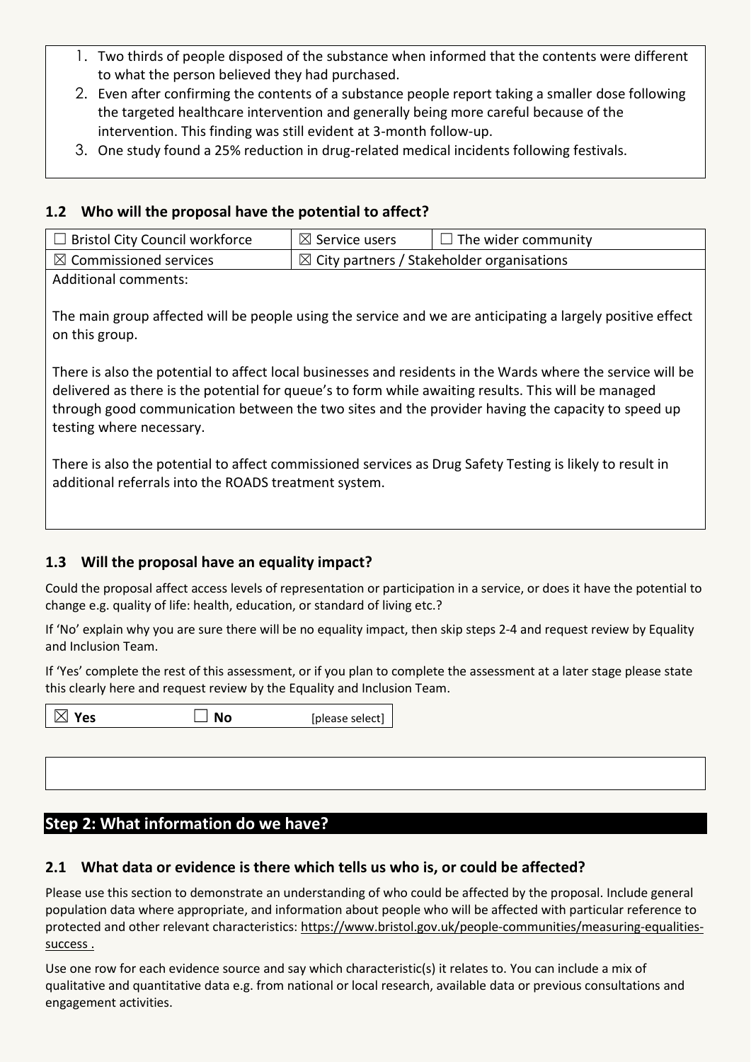1. Two thirds of people disposed of the substance when informed that the contents were different to what the person believed they had purchased.
2. Even after confirming the contents of a substance people report taking a smaller dose following the targeted healthcare intervention and generally being more careful because of the intervention. This finding was still evident at 3-month follow-up.
3. One study found a 25% reduction in drug-related medical incidents following festivals.

### 1.2 Who will the proposal have the potential to affect?

| | | |
|---|---|---|
| ☐ Bristol City Council workforce | ☒ Service users | ☐ The wider community |
| ☒ Commissioned services | ☒ City partners / Stakeholder organisations | |

Additional comments:

The main group affected will be people using the service and we are anticipating a largely positive effect on this group.

There is also the potential to affect local businesses and residents in the Wards where the service will be delivered as there is the potential for queue's to form while awaiting results. This will be managed through good communication between the two sites and the provider having the capacity to speed up testing where necessary.

There is also the potential to affect commissioned services as Drug Safety Testing is likely to result in additional referrals into the ROADS treatment system.

### 1.3 Will the proposal have an equality impact?

Could the proposal affect access levels of representation or participation in a service, or does it have the potential to change e.g. quality of life: health, education, or standard of living etc.?

If 'No' explain why you are sure there will be no equality impact, then skip steps 2-4 and request review by Equality and Inclusion Team.

If 'Yes' complete the rest of this assessment, or if you plan to complete the assessment at a later stage please state this clearly here and request review by the Equality and Inclusion Team.

| | | |
|---|---|---|
| ☒ **Yes** | ☐ **No** | [please select] |

## Step 2: What information do we have?

### 2.1 What data or evidence is there which tells us who is, or could be affected?

Please use this section to demonstrate an understanding of who could be affected by the proposal. Include general population data where appropriate, and information about people who will be affected with particular reference to protected and other relevant characteristics: https://www.bristol.gov.uk/people-communities/measuring-equalities-success .

Use one row for each evidence source and say which characteristic(s) it relates to. You can include a mix of qualitative and quantitative data e.g. from national or local research, available data or previous consultations and engagement activities.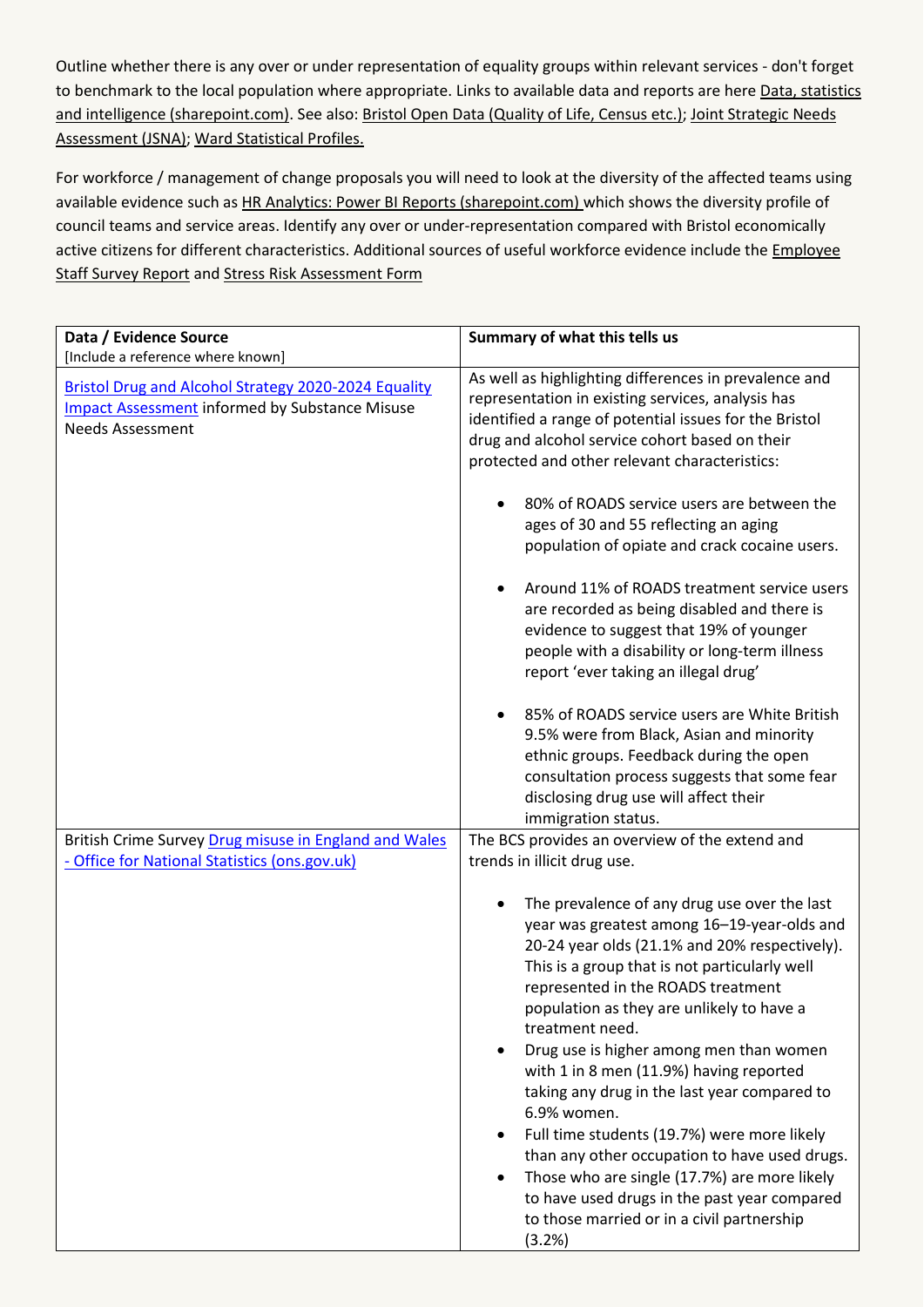Outline whether there is any over or under representation of equality groups within relevant services - don't forget to benchmark to the local population where appropriate. Links to available data and reports are here Data, statistics and intelligence (sharepoint.com). See also: Bristol Open Data (Quality of Life, Census etc.); Joint Strategic Needs Assessment (JSNA); Ward Statistical Profiles.

For workforce / management of change proposals you will need to look at the diversity of the affected teams using available evidence such as HR Analytics: Power BI Reports (sharepoint.com) which shows the diversity profile of council teams and service areas. Identify any over or under-representation compared with Bristol economically active citizens for different characteristics. Additional sources of useful workforce evidence include the Employee Staff Survey Report and Stress Risk Assessment Form

| **Data / Evidence Source**<br>[Include a reference where known] | **Summary of what this tells us** |
|---|---|
| Bristol Drug and Alcohol Strategy 2020-2024 Equality Impact Assessment informed by Substance Misuse Needs Assessment | As well as highlighting differences in prevalence and representation in existing services, analysis has identified a range of potential issues for the Bristol drug and alcohol service cohort based on their protected and other relevant characteristics:<br><br>• 80% of ROADS service users are between the ages of 30 and 55 reflecting an aging population of opiate and crack cocaine users.<br><br>• Around 11% of ROADS treatment service users are recorded as being disabled and there is evidence to suggest that 19% of younger people with a disability or long-term illness report 'ever taking an illegal drug'<br><br>• 85% of ROADS service users are White British 9.5% were from Black, Asian and minority ethnic groups. Feedback during the open consultation process suggests that some fear disclosing drug use will affect their immigration status. |
| British Crime Survey Drug misuse in England and Wales - Office for National Statistics (ons.gov.uk) | The BCS provides an overview of the extend and trends in illicit drug use.<br><br>• The prevalence of any drug use over the last year was greatest among 16–19-year-olds and 20-24 year olds (21.1% and 20% respectively). This is a group that is not particularly well represented in the ROADS treatment population as they are unlikely to have a treatment need.<br>• Drug use is higher among men than women with 1 in 8 men (11.9%) having reported taking any drug in the last year compared to 6.9% women.<br>• Full time students (19.7%) were more likely than any other occupation to have used drugs.<br>• Those who are single (17.7%) are more likely to have used drugs in the past year compared to those married or in a civil partnership (3.2%) |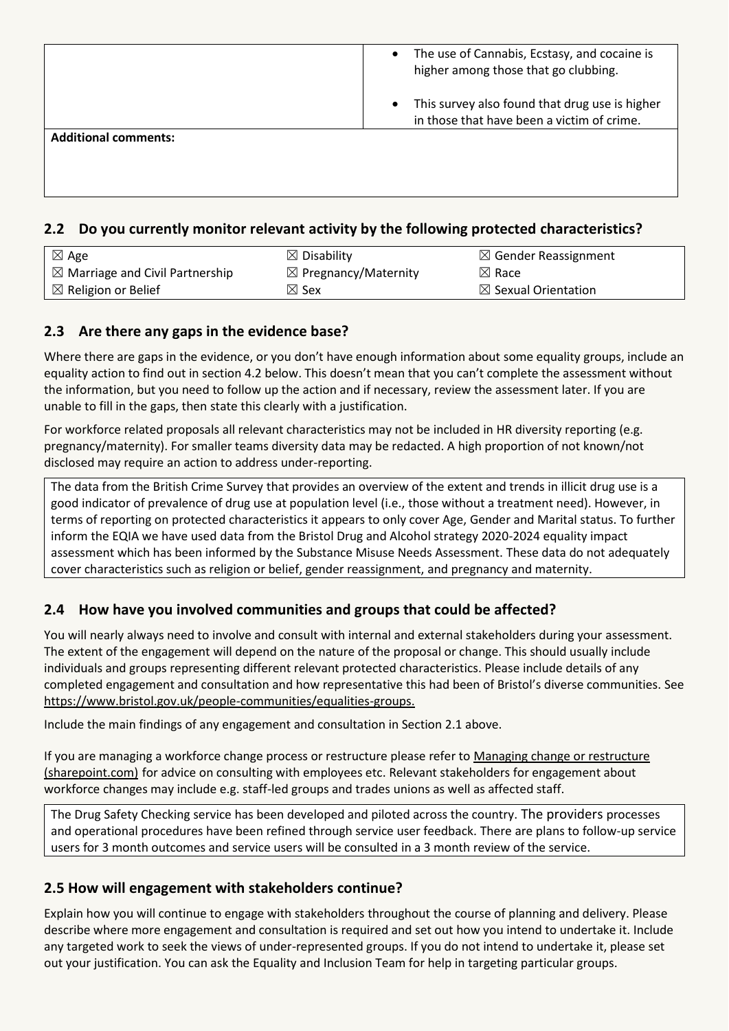| | • The use of Cannabis, Ecstasy, and cocaine is higher among those that go clubbing.<br><br>• This survey also found that drug use is higher in those that have been a victim of crime. |
|---|---|
| **Additional comments:** | |

## 2.2 Do you currently monitor relevant activity by the following protected characteristics?

| | | |
|---|---|---|
| ☒ Age | ☒ Disability | ☒ Gender Reassignment |
| ☒ Marriage and Civil Partnership | ☒ Pregnancy/Maternity | ☒ Race |
| ☒ Religion or Belief | ☒ Sex | ☒ Sexual Orientation |

## 2.3 Are there any gaps in the evidence base?

Where there are gaps in the evidence, or you don't have enough information about some equality groups, include an equality action to find out in section 4.2 below. This doesn't mean that you can't complete the assessment without the information, but you need to follow up the action and if necessary, review the assessment later. If you are unable to fill in the gaps, then state this clearly with a justification.

For workforce related proposals all relevant characteristics may not be included in HR diversity reporting (e.g. pregnancy/maternity). For smaller teams diversity data may be redacted. A high proportion of not known/not disclosed may require an action to address under-reporting.

The data from the British Crime Survey that provides an overview of the extent and trends in illicit drug use is a good indicator of prevalence of drug use at population level (i.e., those without a treatment need). However, in terms of reporting on protected characteristics it appears to only cover Age, Gender and Marital status. To further inform the EQIA we have used data from the Bristol Drug and Alcohol strategy 2020-2024 equality impact assessment which has been informed by the Substance Misuse Needs Assessment. These data do not adequately cover characteristics such as religion or belief, gender reassignment, and pregnancy and maternity.

## 2.4 How have you involved communities and groups that could be affected?

You will nearly always need to involve and consult with internal and external stakeholders during your assessment. The extent of the engagement will depend on the nature of the proposal or change. This should usually include individuals and groups representing different relevant protected characteristics. Please include details of any completed engagement and consultation and how representative this had been of Bristol's diverse communities. See https://www.bristol.gov.uk/people-communities/equalities-groups.

Include the main findings of any engagement and consultation in Section 2.1 above.

If you are managing a workforce change process or restructure please refer to Managing change or restructure (sharepoint.com) for advice on consulting with employees etc. Relevant stakeholders for engagement about workforce changes may include e.g. staff-led groups and trades unions as well as affected staff.

The Drug Safety Checking service has been developed and piloted across the country. The providers processes and operational procedures have been refined through service user feedback. There are plans to follow-up service users for 3 month outcomes and service users will be consulted in a 3 month review of the service.

## 2.5 How will engagement with stakeholders continue?

Explain how you will continue to engage with stakeholders throughout the course of planning and delivery. Please describe where more engagement and consultation is required and set out how you intend to undertake it. Include any targeted work to seek the views of under-represented groups. If you do not intend to undertake it, please set out your justification. You can ask the Equality and Inclusion Team for help in targeting particular groups.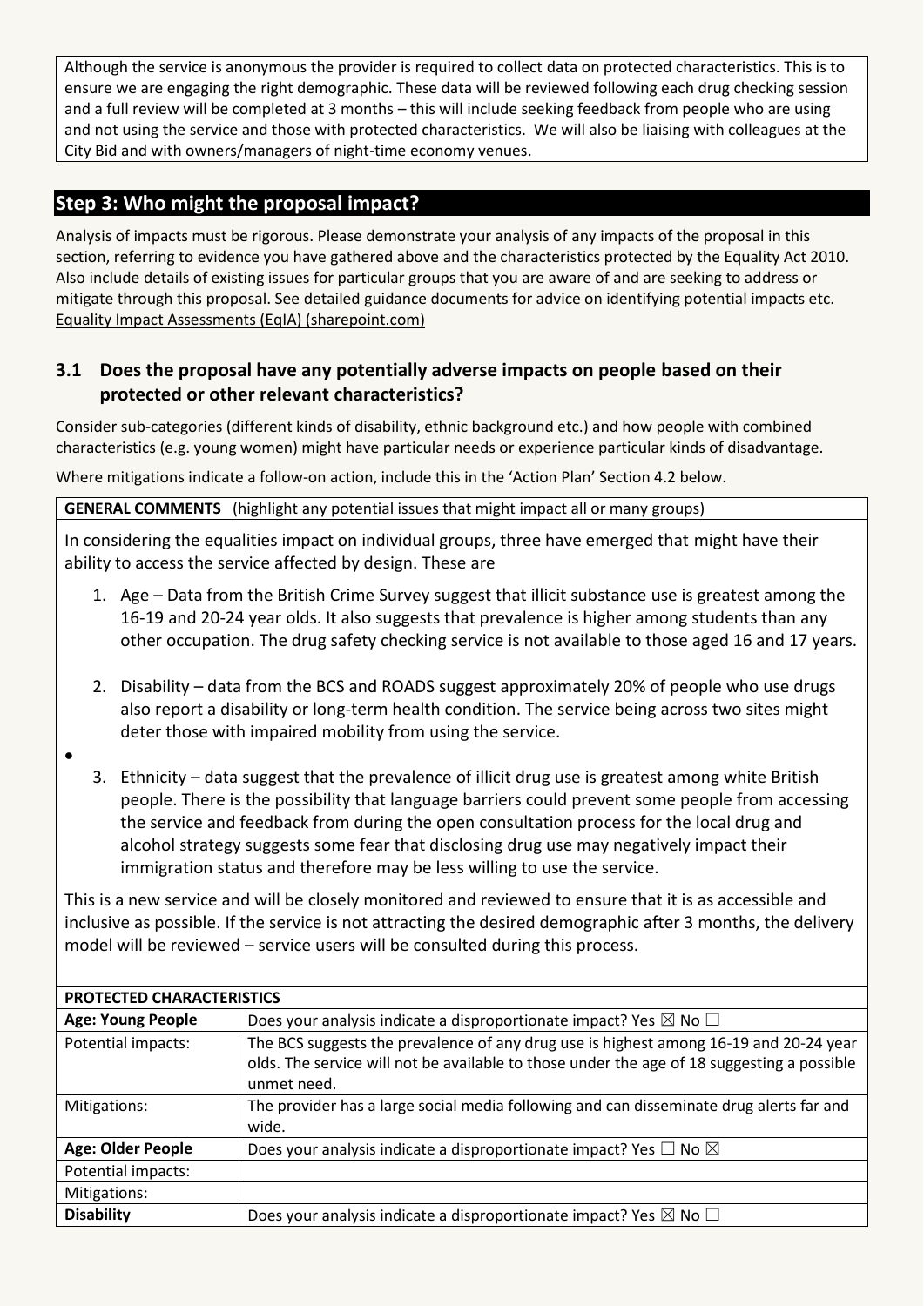Although the service is anonymous the provider is required to collect data on protected characteristics. This is to ensure we are engaging the right demographic. These data will be reviewed following each drug checking session and a full review will be completed at 3 months – this will include seeking feedback from people who are using and not using the service and those with protected characteristics. We will also be liaising with colleagues at the City Bid and with owners/managers of night-time economy venues.

## Step 3: Who might the proposal impact?

Analysis of impacts must be rigorous. Please demonstrate your analysis of any impacts of the proposal in this section, referring to evidence you have gathered above and the characteristics protected by the Equality Act 2010. Also include details of existing issues for particular groups that you are aware of and are seeking to address or mitigate through this proposal. See detailed guidance documents for advice on identifying potential impacts etc. Equality Impact Assessments (EqIA) (sharepoint.com)

### 3.1 Does the proposal have any potentially adverse impacts on people based on their protected or other relevant characteristics?

Consider sub-categories (different kinds of disability, ethnic background etc.) and how people with combined characteristics (e.g. young women) might have particular needs or experience particular kinds of disadvantage.

Where mitigations indicate a follow-on action, include this in the 'Action Plan' Section 4.2 below.

**GENERAL COMMENTS** (highlight any potential issues that might impact all or many groups)

In considering the equalities impact on individual groups, three have emerged that might have their ability to access the service affected by design. These are

1. Age – Data from the British Crime Survey suggest that illicit substance use is greatest among the 16-19 and 20-24 year olds. It also suggests that prevalence is higher among students than any other occupation. The drug safety checking service is not available to those aged 16 and 17 years.
2. Disability – data from the BCS and ROADS suggest approximately 20% of people who use drugs also report a disability or long-term health condition. The service being across two sites might deter those with impaired mobility from using the service.
3. Ethnicity – data suggest that the prevalence of illicit drug use is greatest among white British people. There is the possibility that language barriers could prevent some people from accessing the service and feedback from during the open consultation process for the local drug and alcohol strategy suggests some fear that disclosing drug use may negatively impact their immigration status and therefore may be less willing to use the service.

This is a new service and will be closely monitored and reviewed to ensure that it is as accessible and inclusive as possible. If the service is not attracting the desired demographic after 3 months, the delivery model will be reviewed – service users will be consulted during this process.

| PROTECTED CHARACTERISTICS | |
|---|---|
| **Age: Young People** | Does your analysis indicate a disproportionate impact? Yes ☒ No ☐ |
| Potential impacts: | The BCS suggests the prevalence of any drug use is highest among 16-19 and 20-24 year olds. The service will not be available to those under the age of 18 suggesting a possible unmet need. |
| Mitigations: | The provider has a large social media following and can disseminate drug alerts far and wide. |
| **Age: Older People** | Does your analysis indicate a disproportionate impact? Yes ☐ No ☒ |
| Potential impacts: | |
| Mitigations: | |
| **Disability** | Does your analysis indicate a disproportionate impact? Yes ☒ No ☐ |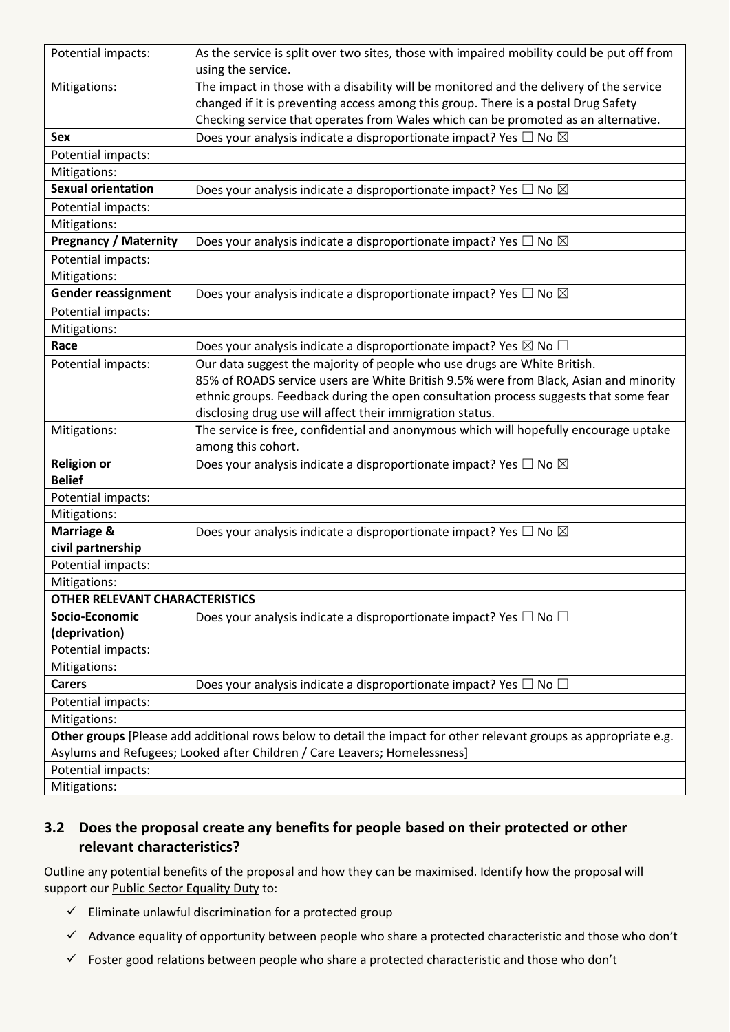| Potential impacts: | As the service is split over two sites, those with impaired mobility could be put off from using the service. |
|---|---|
| Mitigations: | The impact in those with a disability will be monitored and the delivery of the service changed if it is preventing access among this group. There is a postal Drug Safety Checking service that operates from Wales which can be promoted as an alternative. |
| **Sex** | Does your analysis indicate a disproportionate impact? Yes ☐ No ☒ |
| Potential impacts: | |
| Mitigations: | |
| **Sexual orientation** | Does your analysis indicate a disproportionate impact? Yes ☐ No ☒ |
| Potential impacts: | |
| Mitigations: | |
| **Pregnancy / Maternity** | Does your analysis indicate a disproportionate impact? Yes ☐ No ☒ |
| Potential impacts: | |
| Mitigations: | |
| **Gender reassignment** | Does your analysis indicate a disproportionate impact? Yes ☐ No ☒ |
| Potential impacts: | |
| Mitigations: | |
| **Race** | Does your analysis indicate a disproportionate impact? Yes ☒ No ☐ |
| Potential impacts: | Our data suggest the majority of people who use drugs are White British. 85% of ROADS service users are White British 9.5% were from Black, Asian and minority ethnic groups. Feedback during the open consultation process suggests that some fear disclosing drug use will affect their immigration status. |
| Mitigations: | The service is free, confidential and anonymous which will hopefully encourage uptake among this cohort. |
| **Religion or Belief** | Does your analysis indicate a disproportionate impact? Yes ☐ No ☒ |
| Potential impacts: | |
| Mitigations: | |
| **Marriage & civil partnership** | Does your analysis indicate a disproportionate impact? Yes ☐ No ☒ |
| Potential impacts: | |
| Mitigations: | |
| **OTHER RELEVANT CHARACTERISTICS** | |
| **Socio-Economic (deprivation)** | Does your analysis indicate a disproportionate impact? Yes ☐ No ☐ |
| Potential impacts: | |
| Mitigations: | |
| **Carers** | Does your analysis indicate a disproportionate impact? Yes ☐ No ☐ |
| Potential impacts: | |
| Mitigations: | |
| **Other groups** [Please add additional rows below to detail the impact for other relevant groups as appropriate e.g. Asylums and Refugees; Looked after Children / Care Leavers; Homelessness] | |
| Potential impacts: | |
| Mitigations: | |

## 3.2 Does the proposal create any benefits for people based on their protected or other relevant characteristics?

Outline any potential benefits of the proposal and how they can be maximised. Identify how the proposal will support our Public Sector Equality Duty to:

- ✓ Eliminate unlawful discrimination for a protected group
- ✓ Advance equality of opportunity between people who share a protected characteristic and those who don't
- ✓ Foster good relations between people who share a protected characteristic and those who don't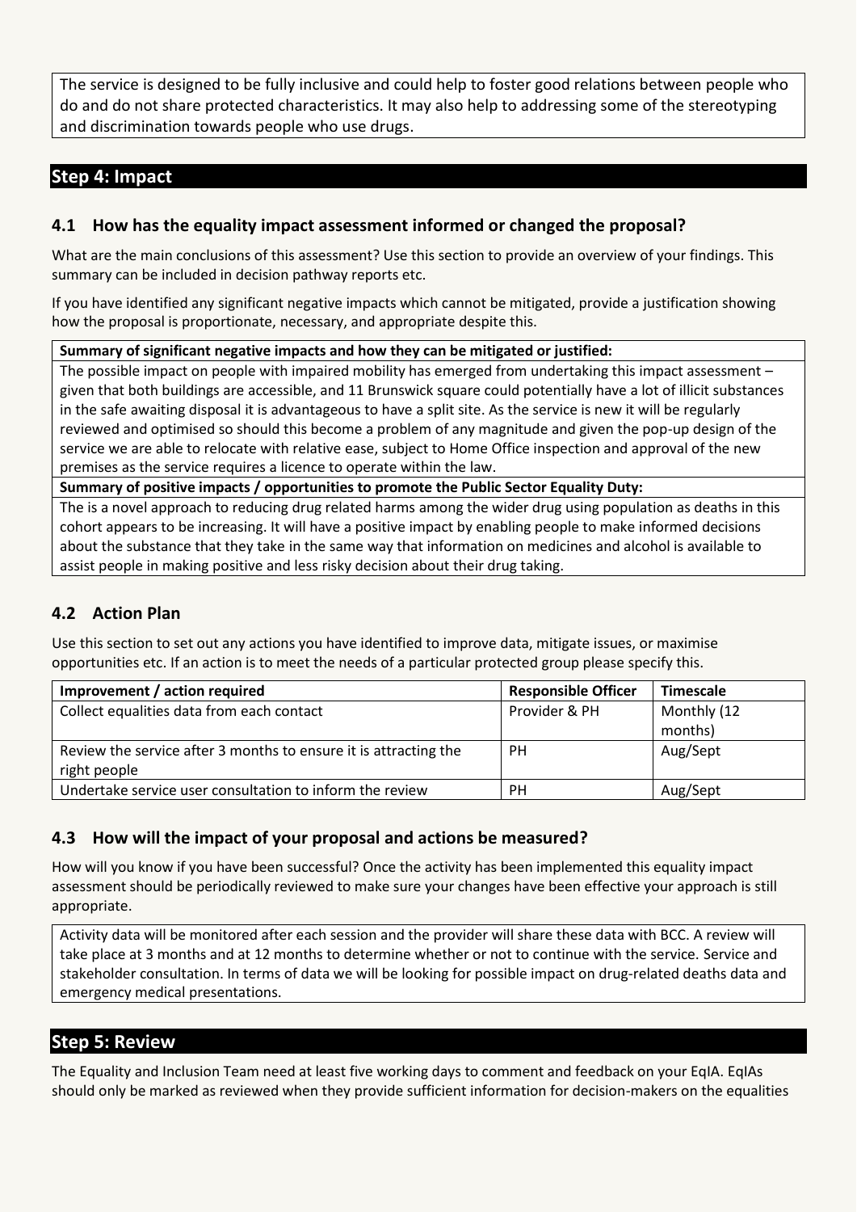The service is designed to be fully inclusive and could help to foster good relations between people who do and do not share protected characteristics. It may also help to addressing some of the stereotyping and discrimination towards people who use drugs.

## Step 4: Impact

### 4.1 How has the equality impact assessment informed or changed the proposal?

What are the main conclusions of this assessment? Use this section to provide an overview of your findings. This summary can be included in decision pathway reports etc.

If you have identified any significant negative impacts which cannot be mitigated, provide a justification showing how the proposal is proportionate, necessary, and appropriate despite this.

**Summary of significant negative impacts and how they can be mitigated or justified:**

The possible impact on people with impaired mobility has emerged from undertaking this impact assessment – given that both buildings are accessible, and 11 Brunswick square could potentially have a lot of illicit substances in the safe awaiting disposal it is advantageous to have a split site. As the service is new it will be regularly reviewed and optimised so should this become a problem of any magnitude and given the pop-up design of the service we are able to relocate with relative ease, subject to Home Office inspection and approval of the new premises as the service requires a licence to operate within the law.

**Summary of positive impacts / opportunities to promote the Public Sector Equality Duty:**

The is a novel approach to reducing drug related harms among the wider drug using population as deaths in this cohort appears to be increasing. It will have a positive impact by enabling people to make informed decisions about the substance that they take in the same way that information on medicines and alcohol is available to assist people in making positive and less risky decision about their drug taking.

### 4.2 Action Plan

Use this section to set out any actions you have identified to improve data, mitigate issues, or maximise opportunities etc. If an action is to meet the needs of a particular protected group please specify this.

| Improvement / action required | Responsible Officer | Timescale |
|---|---|---|
| Collect equalities data from each contact | Provider & PH | Monthly (12 months) |
| Review the service after 3 months to ensure it is attracting the right people | PH | Aug/Sept |
| Undertake service user consultation to inform the review | PH | Aug/Sept |

### 4.3 How will the impact of your proposal and actions be measured?

How will you know if you have been successful? Once the activity has been implemented this equality impact assessment should be periodically reviewed to make sure your changes have been effective your approach is still appropriate.

Activity data will be monitored after each session and the provider will share these data with BCC. A review will take place at 3 months and at 12 months to determine whether or not to continue with the service. Service and stakeholder consultation. In terms of data we will be looking for possible impact on drug-related deaths data and emergency medical presentations.

## Step 5: Review

The Equality and Inclusion Team need at least five working days to comment and feedback on your EqIA. EqIAs should only be marked as reviewed when they provide sufficient information for decision-makers on the equalities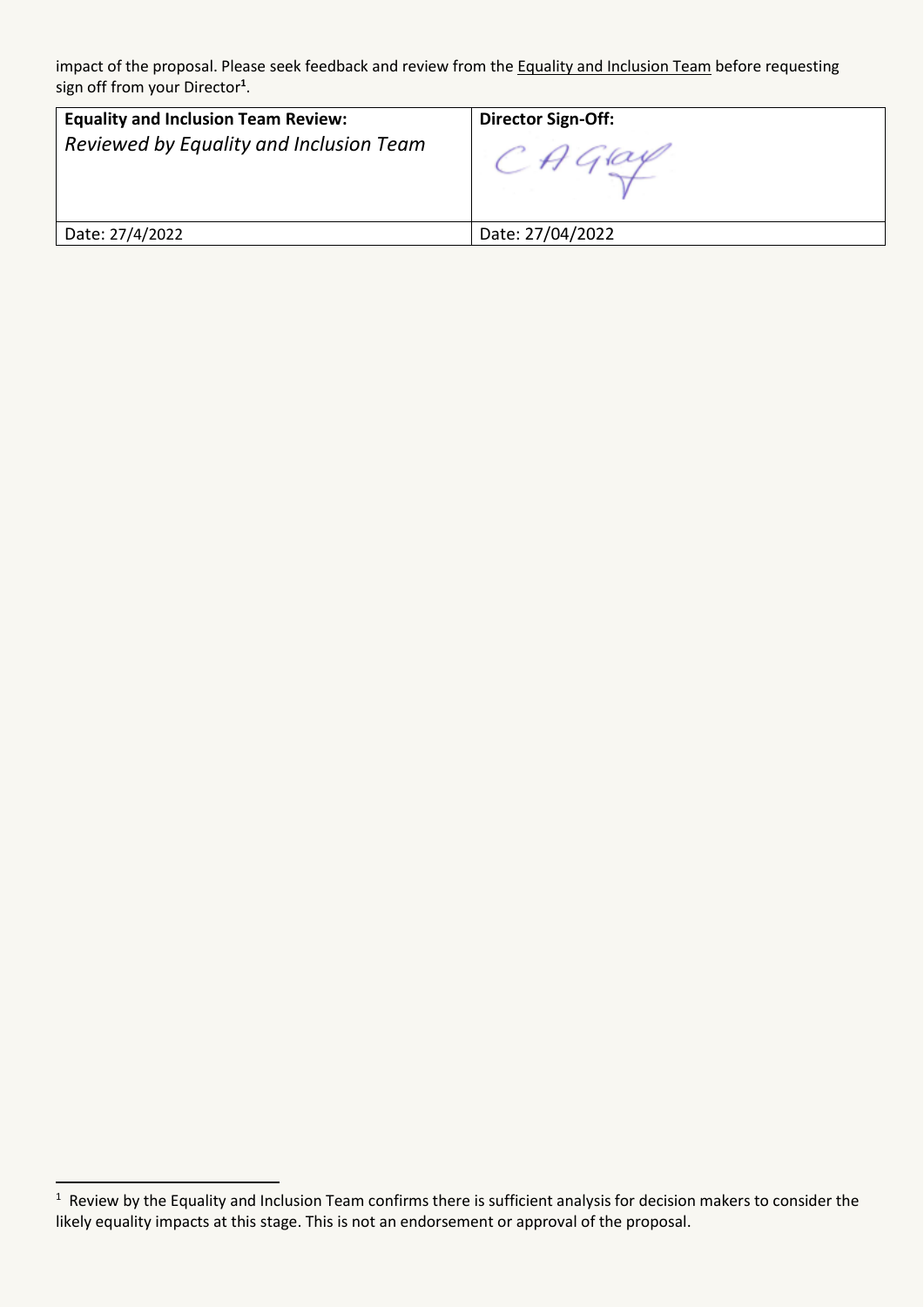impact of the proposal. Please seek feedback and review from the Equality and Inclusion Team before requesting sign off from your Director[1].

| **Equality and Inclusion Team Review:** *Reviewed by Equality and Inclusion Team* | **Director Sign-Off:** CA Gray |
|---|---|
| Date: 27/4/2022 | Date: 27/04/2022 |

[1] Review by the Equality and Inclusion Team confirms there is sufficient analysis for decision makers to consider the likely equality impacts at this stage. This is not an endorsement or approval of the proposal.